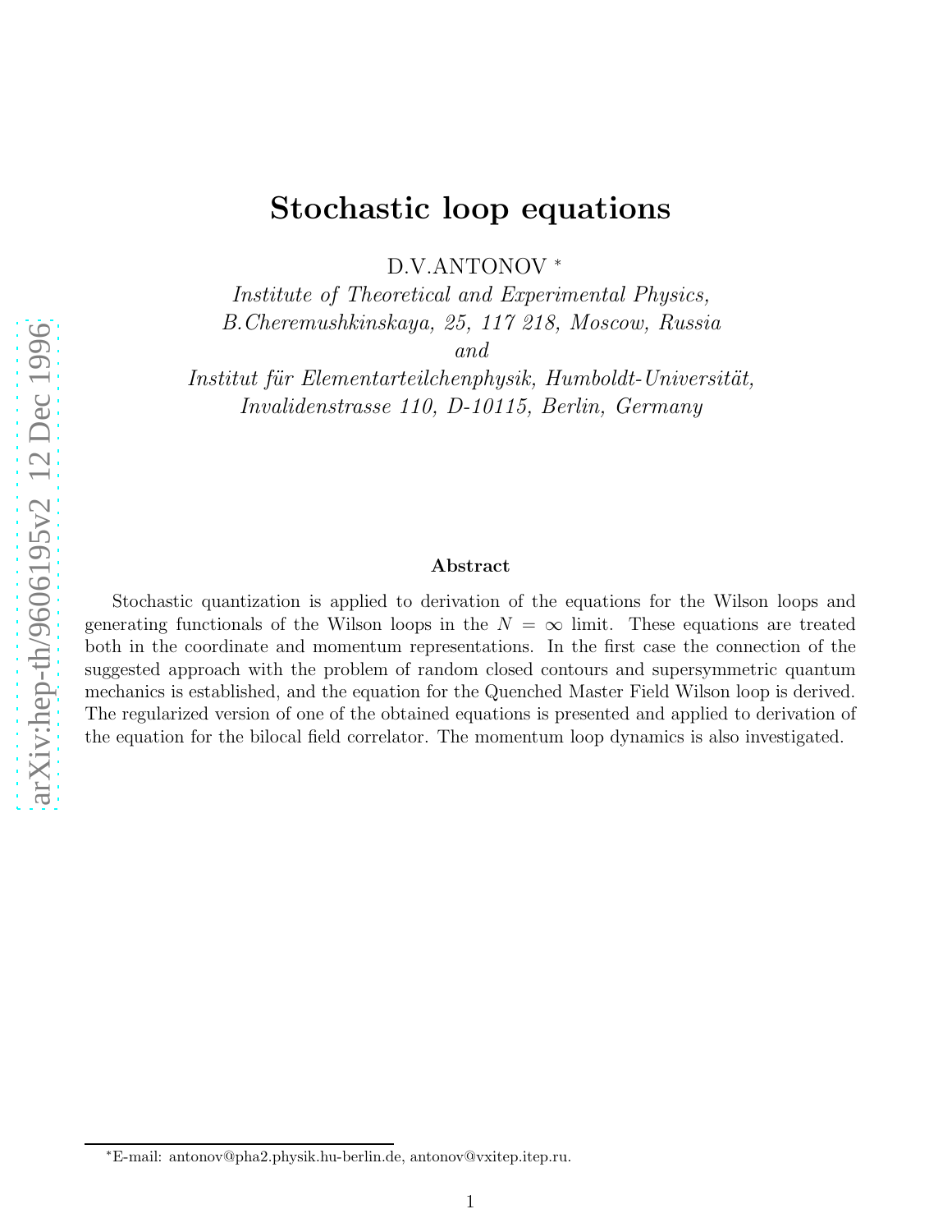# Stochastic loop equations

D.V.ANTONOV [*]

*Institute of Theoretical and Experimental Physics,*
*B.Cheremushkinskaya, 25, 117 218, Moscow, Russia*
*and*
*Institut für Elementarteilchenphysik, Humboldt-Universität,*
*Invalidenstrasse 110, D-10115, Berlin, Germany*

### Abstract

Stochastic quantization is applied to derivation of the equations for the Wilson loops and generating functionals of the Wilson loops in the $N = \infty$ limit. These equations are treated both in the coordinate and momentum representations. In the first case the connection of the suggested approach with the problem of random closed contours and supersymmetric quantum mechanics is established, and the equation for the Quenched Master Field Wilson loop is derived. The regularized version of one of the obtained equations is presented and applied to derivation of the equation for the bilocal field correlator. The momentum loop dynamics is also investigated.

[*]E-mail: antonov@pha2.physik.hu-berlin.de, antonov@vxitep.itep.ru.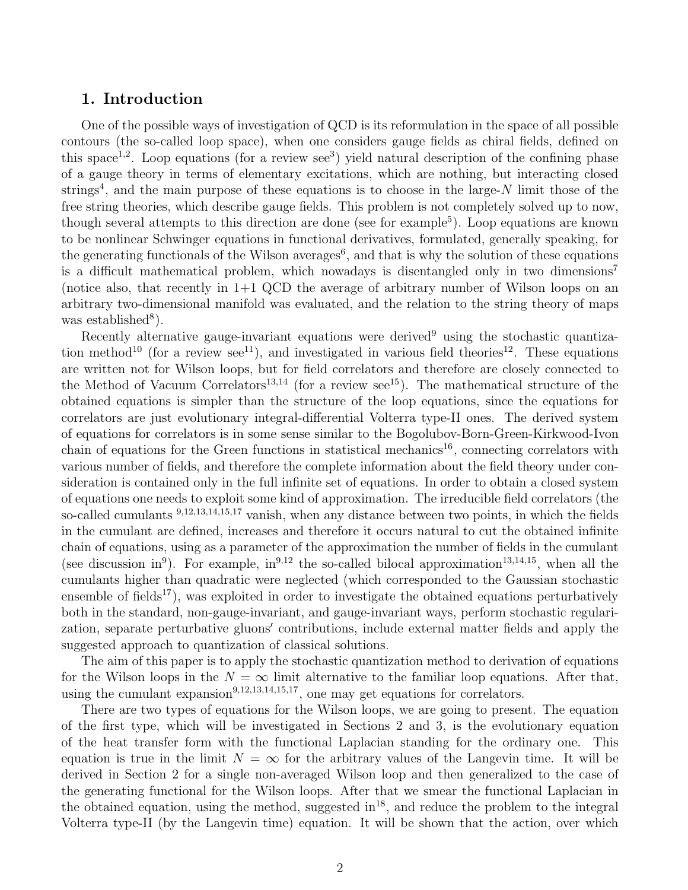## 1. Introduction

One of the possible ways of investigation of QCD is its reformulation in the space of all possible contours (the so-called loop space), when one considers gauge fields as chiral fields, defined on this space[1,2]. Loop equations (for a review see[3]) yield natural description of the confining phase of a gauge theory in terms of elementary excitations, which are nothing, but interacting closed strings[4], and the main purpose of these equations is to choose in the large-$N$ limit those of the free string theories, which describe gauge fields. This problem is not completely solved up to now, though several attempts to this direction are done (see for example[5]). Loop equations are known to be nonlinear Schwinger equations in functional derivatives, formulated, generally speaking, for the generating functionals of the Wilson averages[6], and that is why the solution of these equations is a difficult mathematical problem, which nowadays is disentangled only in two dimensions[7] (notice also, that recently in 1+1 QCD the average of arbitrary number of Wilson loops on an arbitrary two-dimensional manifold was evaluated, and the relation to the string theory of maps was established[8]).

Recently alternative gauge-invariant equations were derived[9] using the stochastic quantization method[10] (for a review see[11]), and investigated in various field theories[12]. These equations are written not for Wilson loops, but for field correlators and therefore are closely connected to the Method of Vacuum Correlators[13,14] (for a review see[15]). The mathematical structure of the obtained equations is simpler than the structure of the loop equations, since the equations for correlators are just evolutionary integral-differential Volterra type-II ones. The derived system of equations for correlators is in some sense similar to the Bogolubov-Born-Green-Kirkwood-Ivon chain of equations for the Green functions in statistical mechanics[16], connecting correlators with various number of fields, and therefore the complete information about the field theory under consideration is contained only in the full infinite set of equations. In order to obtain a closed system of equations one needs to exploit some kind of approximation. The irreducible field correlators (the so-called cumulants [9,12,13,14,15,17] vanish, when any distance between two points, in which the fields in the cumulant are defined, increases and therefore it occurs natural to cut the obtained infinite chain of equations, using as a parameter of the approximation the number of fields in the cumulant (see discussion in[9]). For example, in[9,12] the so-called bilocal approximation[13,14,15], when all the cumulants higher than quadratic were neglected (which corresponded to the Gaussian stochastic ensemble of fields[17]), was exploited in order to investigate the obtained equations perturbatively both in the standard, non-gauge-invariant, and gauge-invariant ways, perform stochastic regularization, separate perturbative gluons′ contributions, include external matter fields and apply the suggested approach to quantization of classical solutions.

The aim of this paper is to apply the stochastic quantization method to derivation of equations for the Wilson loops in the $N=\infty$ limit alternative to the familiar loop equations. After that, using the cumulant expansion[9,12,13,14,15,17], one may get equations for correlators.

There are two types of equations for the Wilson loops, we are going to present. The equation of the first type, which will be investigated in Sections 2 and 3, is the evolutionary equation of the heat transfer form with the functional Laplacian standing for the ordinary one. This equation is true in the limit $N=\infty$ for the arbitrary values of the Langevin time. It will be derived in Section 2 for a single non-averaged Wilson loop and then generalized to the case of the generating functional for the Wilson loops. After that we smear the functional Laplacian in the obtained equation, using the method, suggested in[18], and reduce the problem to the integral Volterra type-II (by the Langevin time) equation. It will be shown that the action, over which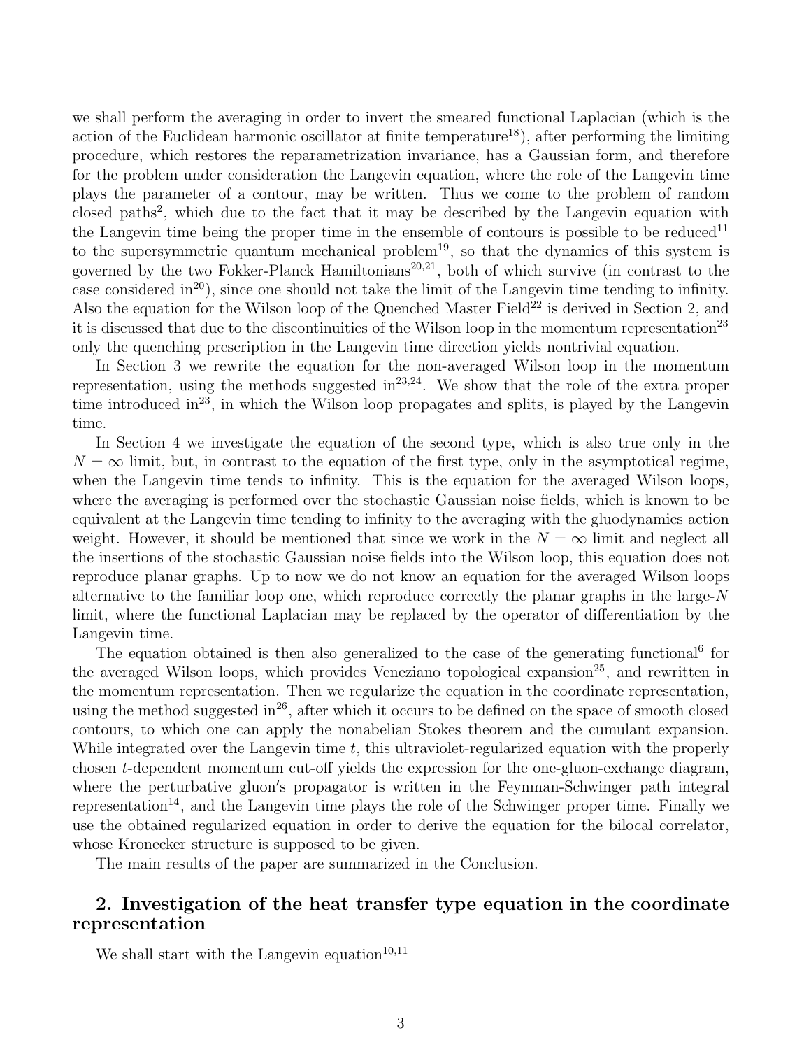we shall perform the averaging in order to invert the smeared functional Laplacian (which is the action of the Euclidean harmonic oscillator at finite temperature[18]), after performing the limiting procedure, which restores the reparametrization invariance, has a Gaussian form, and therefore for the problem under consideration the Langevin equation, where the role of the Langevin time plays the parameter of a contour, may be written. Thus we come to the problem of random closed paths[2], which due to the fact that it may be described by the Langevin equation with the Langevin time being the proper time in the ensemble of contours is possible to be reduced[11] to the supersymmetric quantum mechanical problem[19], so that the dynamics of this system is governed by the two Fokker-Planck Hamiltonians[20,21], both of which survive (in contrast to the case considered in[20]), since one should not take the limit of the Langevin time tending to infinity. Also the equation for the Wilson loop of the Quenched Master Field[22] is derived in Section 2, and it is discussed that due to the discontinuities of the Wilson loop in the momentum representation[23] only the quenching prescription in the Langevin time direction yields nontrivial equation.

In Section 3 we rewrite the equation for the non-averaged Wilson loop in the momentum representation, using the methods suggested in[23,24]. We show that the role of the extra proper time introduced in[23], in which the Wilson loop propagates and splits, is played by the Langevin time.

In Section 4 we investigate the equation of the second type, which is also true only in the $N = \infty$ limit, but, in contrast to the equation of the first type, only in the asymptotical regime, when the Langevin time tends to infinity. This is the equation for the averaged Wilson loops, where the averaging is performed over the stochastic Gaussian noise fields, which is known to be equivalent at the Langevin time tending to infinity to the averaging with the gluodynamics action weight. However, it should be mentioned that since we work in the $N = \infty$ limit and neglect all the insertions of the stochastic Gaussian noise fields into the Wilson loop, this equation does not reproduce planar graphs. Up to now we do not know an equation for the averaged Wilson loops alternative to the familiar loop one, which reproduce correctly the planar graphs in the large-$N$ limit, where the functional Laplacian may be replaced by the operator of differentiation by the Langevin time.

The equation obtained is then also generalized to the case of the generating functional[6] for the averaged Wilson loops, which provides Veneziano topological expansion[25], and rewritten in the momentum representation. Then we regularize the equation in the coordinate representation, using the method suggested in[26], after which it occurs to be defined on the space of smooth closed contours, to which one can apply the nonabelian Stokes theorem and the cumulant expansion. While integrated over the Langevin time $t$, this ultraviolet-regularized equation with the properly chosen $t$-dependent momentum cut-off yields the expression for the one-gluon-exchange diagram, where the perturbative gluon′s propagator is written in the Feynman-Schwinger path integral representation[14], and the Langevin time plays the role of the Schwinger proper time. Finally we use the obtained regularized equation in order to derive the equation for the bilocal correlator, whose Kronecker structure is supposed to be given.

The main results of the paper are summarized in the Conclusion.

## 2. Investigation of the heat transfer type equation in the coordinate representation

We shall start with the Langevin equation[10,11]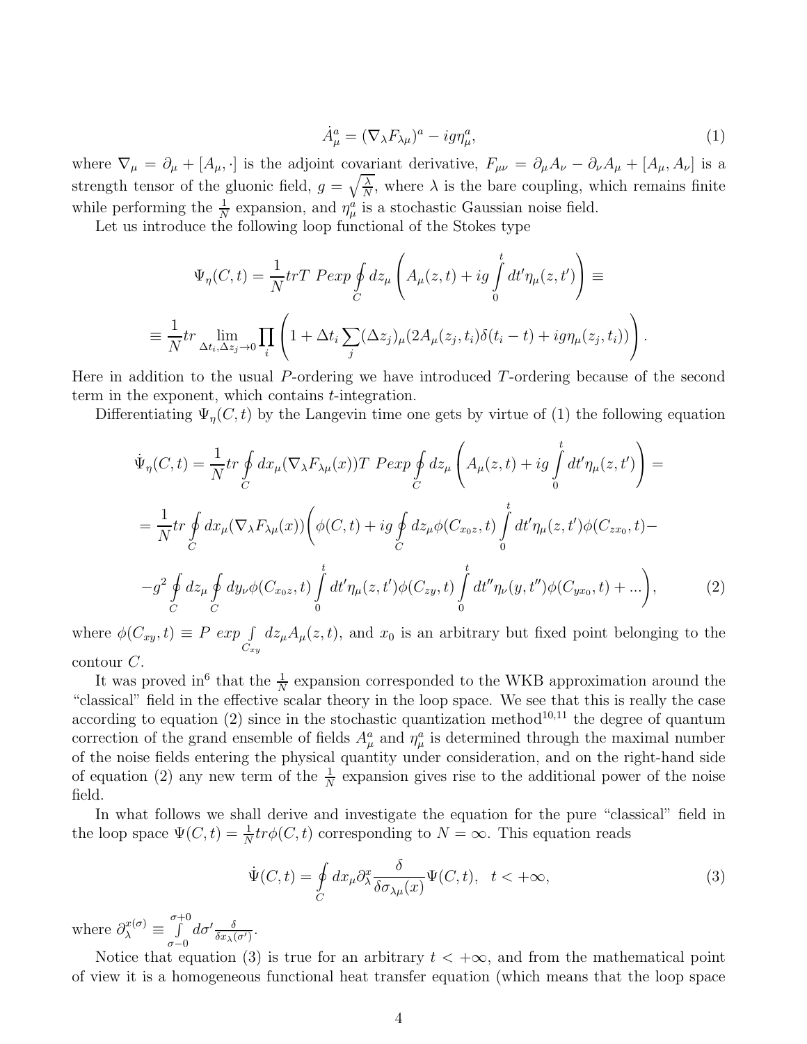$$\dot{A}^a_\mu = (\nabla_\lambda F_{\lambda\mu})^a - ig\eta^a_\mu, \tag{1}$$

where $\nabla_\mu = \partial_\mu + [A_\mu, \cdot]$ is the adjoint covariant derivative, $F_{\mu\nu} = \partial_\mu A_\nu - \partial_\nu A_\mu + [A_\mu, A_\nu]$ is a strength tensor of the gluonic field, $g = \sqrt{\frac{\lambda}{N}}$, where $\lambda$ is the bare coupling, which remains finite while performing the $\frac{1}{N}$ expansion, and $\eta^a_\mu$ is a stochastic Gaussian noise field.

Let us introduce the following loop functional of the Stokes type

$$\Psi_\eta(C,t) = \frac{1}{N} tr T\ Pexp \oint\limits_C dz_\mu \left( A_\mu(z,t) + ig \int\limits_0^t dt' \eta_\mu(z,t') \right) \equiv$$

$$\equiv \frac{1}{N} tr \lim_{\Delta t_i, \Delta z_j \to 0} \prod_i \left( 1 + \Delta t_i \sum_j (\Delta z_j)_\mu (2A_\mu(z_j,t_i)\delta(t_i - t) + ig\eta_\mu(z_j,t_i)) \right).$$

Here in addition to the usual $P$-ordering we have introduced $T$-ordering because of the second term in the exponent, which contains $t$-integration.

Differentiating $\Psi_\eta(C,t)$ by the Langevin time one gets by virtue of (1) the following equation

$$\dot{\Psi}_\eta(C,t) = \frac{1}{N} tr \oint\limits_C dx_\mu (\nabla_\lambda F_{\lambda\mu}(x)) T\ Pexp \oint\limits_C dz_\mu \left( A_\mu(z,t) + ig \int\limits_0^t dt' \eta_\mu(z,t') \right) =$$

$$= \frac{1}{N} tr \oint\limits_C dx_\mu (\nabla_\lambda F_{\lambda\mu}(x)) \Bigg( \phi(C,t) + ig \oint\limits_C dz_\mu \phi(C_{x_0 z},t) \int\limits_0^t dt' \eta_\mu(z,t') \phi(C_{z x_0},t) -$$

$$- g^2 \oint\limits_C dz_\mu \oint\limits_C dy_\nu \phi(C_{x_0 z},t) \int\limits_0^t dt' \eta_\mu(z,t') \phi(C_{zy},t) \int\limits_0^t dt'' \eta_\nu(y,t'') \phi(C_{y x_0},t) + ... \Bigg), \tag{2}$$

where $\phi(C_{xy},t) \equiv P\ exp \int\limits_{C_{xy}} dz_\mu A_\mu(z,t)$, and $x_0$ is an arbitrary but fixed point belonging to the contour $C$.

It was proved in[6] that the $\frac{1}{N}$ expansion corresponded to the WKB approximation around the "classical" field in the effective scalar theory in the loop space. We see that this is really the case according to equation (2) since in the stochastic quantization method[10,11] the degree of quantum correction of the grand ensemble of fields $A^a_\mu$ and $\eta^a_\mu$ is determined through the maximal number of the noise fields entering the physical quantity under consideration, and on the right-hand side of equation (2) any new term of the $\frac{1}{N}$ expansion gives rise to the additional power of the noise field.

In what follows we shall derive and investigate the equation for the pure "classical" field in the loop space $\Psi(C,t) = \frac{1}{N} tr \phi(C,t)$ corresponding to $N = \infty$. This equation reads

$$\dot{\Psi}(C,t) = \oint\limits_C dx_\mu \partial^x_\lambda \frac{\delta}{\delta \sigma_{\lambda\mu}(x)} \Psi(C,t), \quad t < +\infty, \tag{3}$$

where $\partial^{x(\sigma)}_\lambda \equiv \int\limits_{\sigma - 0}^{\sigma + 0} d\sigma' \frac{\delta}{\delta x_\lambda(\sigma')}$.

Notice that equation (3) is true for an arbitrary $t < +\infty$, and from the mathematical point of view it is a homogeneous functional heat transfer equation (which means that the loop space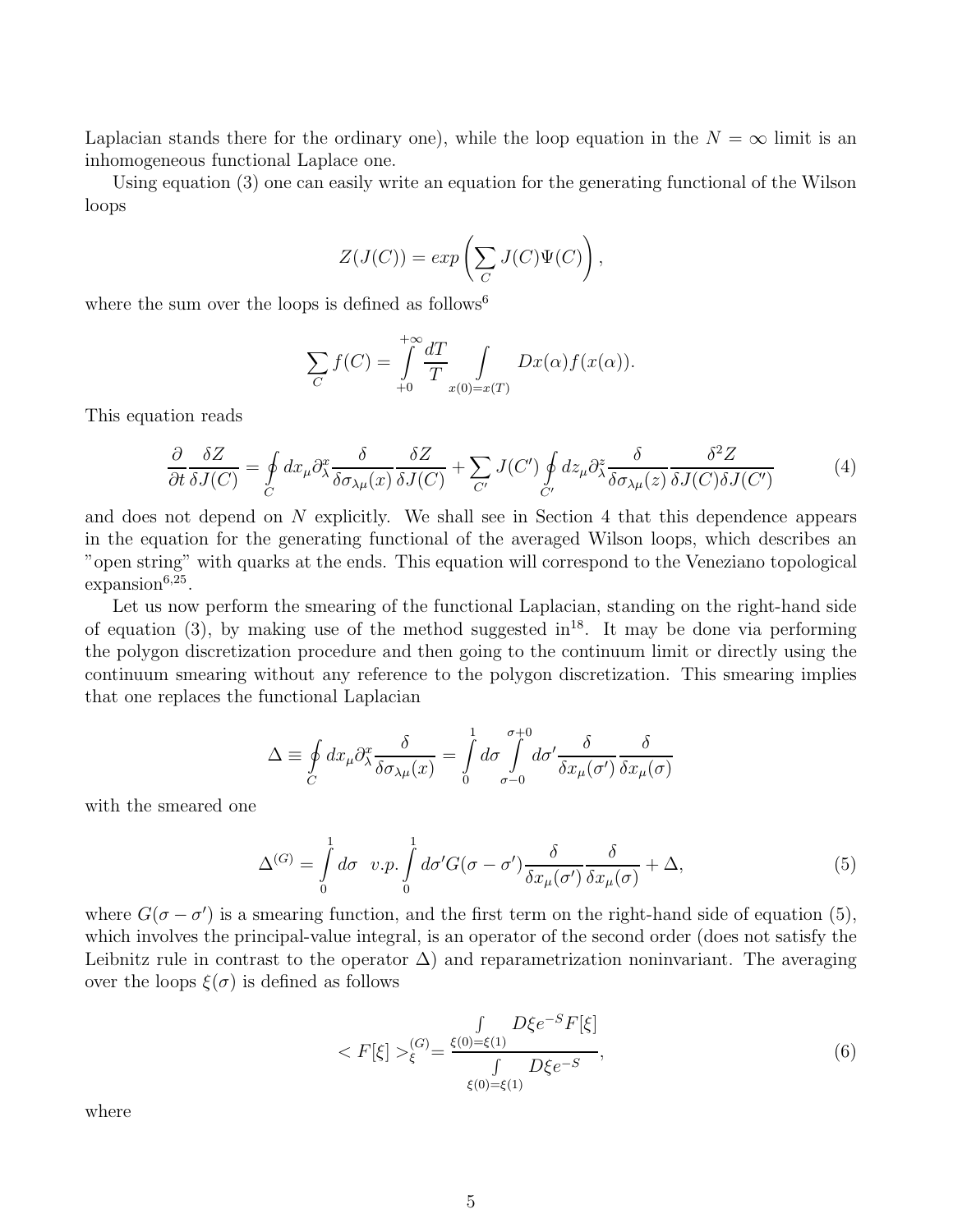Laplacian stands there for the ordinary one), while the loop equation in the $N = \infty$ limit is an inhomogeneous functional Laplace one.

Using equation (3) one can easily write an equation for the generating functional of the Wilson loops

$$Z(J(C)) = exp\left(\sum_C J(C)\Psi(C)\right),$$

where the sum over the loops is defined as follows[6]

$$\sum_C f(C) = \int\limits_{+0}^{+\infty} \frac{dT}{T} \int\limits_{x(0)=x(T)} Dx(\alpha) f(x(\alpha)).$$

This equation reads

$$\frac{\partial}{\partial t}\frac{\delta Z}{\delta J(C)} = \oint\limits_C dx_\mu \partial_\lambda^x \frac{\delta}{\delta \sigma_{\lambda\mu}(x)} \frac{\delta Z}{\delta J(C)} + \sum_{C'} J(C') \oint\limits_{C'} dz_\mu \partial_\lambda^z \frac{\delta}{\delta \sigma_{\lambda\mu}(z)} \frac{\delta^2 Z}{\delta J(C) \delta J(C')} \tag{4}$$

and does not depend on $N$ explicitly. We shall see in Section 4 that this dependence appears in the equation for the generating functional of the averaged Wilson loops, which describes an "open string" with quarks at the ends. This equation will correspond to the Veneziano topological expansion[6,25].

Let us now perform the smearing of the functional Laplacian, standing on the right-hand side of equation (3), by making use of the method suggested in[18]. It may be done via performing the polygon discretization procedure and then going to the continuum limit or directly using the continuum smearing without any reference to the polygon discretization. This smearing implies that one replaces the functional Laplacian

$$\Delta \equiv \oint\limits_C dx_\mu \partial_\lambda^x \frac{\delta}{\delta \sigma_{\lambda\mu}(x)} = \int\limits_0^1 d\sigma \int\limits_{\sigma-0}^{\sigma+0} d\sigma' \frac{\delta}{\delta x_\mu(\sigma')} \frac{\delta}{\delta x_\mu(\sigma)}$$

with the smeared one

$$\Delta^{(G)} = \int\limits_0^1 d\sigma \quad v.p. \int\limits_0^1 d\sigma' G(\sigma - \sigma') \frac{\delta}{\delta x_\mu(\sigma')} \frac{\delta}{\delta x_\mu(\sigma)} + \Delta, \tag{5}$$

where $G(\sigma - \sigma')$ is a smearing function, and the first term on the right-hand side of equation (5), which involves the principal-value integral, is an operator of the second order (does not satisfy the Leibnitz rule in contrast to the operator $\Delta$) and reparametrization noninvariant. The averaging over the loops $\xi(\sigma)$ is defined as follows

$$< F[\xi] >_\xi^{(G)} = \frac{\int\limits_{\xi(0)=\xi(1)} D\xi e^{-S} F[\xi]}{\int\limits_{\xi(0)=\xi(1)} D\xi e^{-S}}, \tag{6}$$

where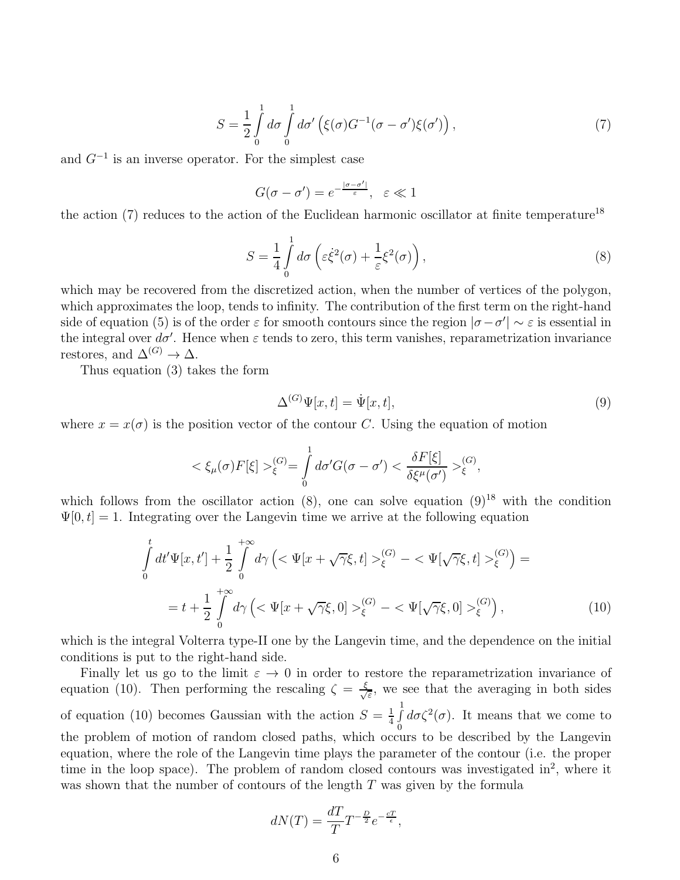$$S = \frac{1}{2} \int_0^1 d\sigma \int_0^1 d\sigma' \left( \xi(\sigma) G^{-1}(\sigma - \sigma') \xi(\sigma') \right), \tag{7}$$

and $G^{-1}$ is an inverse operator. For the simplest case

$$G(\sigma - \sigma') = e^{-\frac{|\sigma - \sigma'|}{\varepsilon}}, \quad \varepsilon \ll 1$$

the action (7) reduces to the action of the Euclidean harmonic oscillator at finite temperature[18]

$$S = \frac{1}{4} \int_0^1 d\sigma \left( \varepsilon \dot{\xi}^2(\sigma) + \frac{1}{\varepsilon} \xi^2(\sigma) \right), \tag{8}$$

which may be recovered from the discretized action, when the number of vertices of the polygon, which approximates the loop, tends to infinity. The contribution of the first term on the right-hand side of equation (5) is of the order $\varepsilon$ for smooth contours since the region $|\sigma - \sigma'| \sim \varepsilon$ is essential in the integral over $d\sigma'$. Hence when $\varepsilon$ tends to zero, this term vanishes, reparametrization invariance restores, and $\Delta^{(G)} \to \Delta$.

Thus equation (3) takes the form

$$\Delta^{(G)} \Psi[x, t] = \dot{\Psi}[x, t], \tag{9}$$

where $x = x(\sigma)$ is the position vector of the contour $C$. Using the equation of motion

$$< \xi_\mu(\sigma) F[\xi] >_\xi^{(G)} = \int_0^1 d\sigma' G(\sigma - \sigma') < \frac{\delta F[\xi]}{\delta \xi^\mu(\sigma')} >_\xi^{(G)},$$

which follows from the oscillator action (8), one can solve equation (9)[18] with the condition $\Psi[0, t] = 1$. Integrating over the Langevin time we arrive at the following equation

$$\int_0^t dt' \Psi[x, t'] + \frac{1}{2} \int_0^{+\infty} d\gamma \left( < \Psi[x + \sqrt{\gamma}\xi, t] >_\xi^{(G)} - < \Psi[\sqrt{\gamma}\xi, t] >_\xi^{(G)} \right) =$$

$$= t + \frac{1}{2} \int_0^{+\infty} d\gamma \left( < \Psi[x + \sqrt{\gamma}\xi, 0] >_\xi^{(G)} - < \Psi[\sqrt{\gamma}\xi, 0] >_\xi^{(G)} \right), \tag{10}$$

which is the integral Volterra type-II one by the Langevin time, and the dependence on the initial conditions is put to the right-hand side.

Finally let us go to the limit $\varepsilon \to 0$ in order to restore the reparametrization invariance of equation (10). Then performing the rescaling $\zeta = \frac{\xi}{\sqrt{\varepsilon}}$, we see that the averaging in both sides of equation (10) becomes Gaussian with the action $S = \frac{1}{4} \int_0^1 d\sigma \zeta^2(\sigma)$. It means that we come to the problem of motion of random closed paths, which occurs to be described by the Langevin equation, where the role of the Langevin time plays the parameter of the contour (i.e. the proper time in the loop space). The problem of random closed contours was investigated in[2], where it was shown that the number of contours of the length $T$ was given by the formula

$$dN(T) = \frac{dT}{T} T^{-\frac{D}{2}} e^{-\frac{cT}{\epsilon}},$$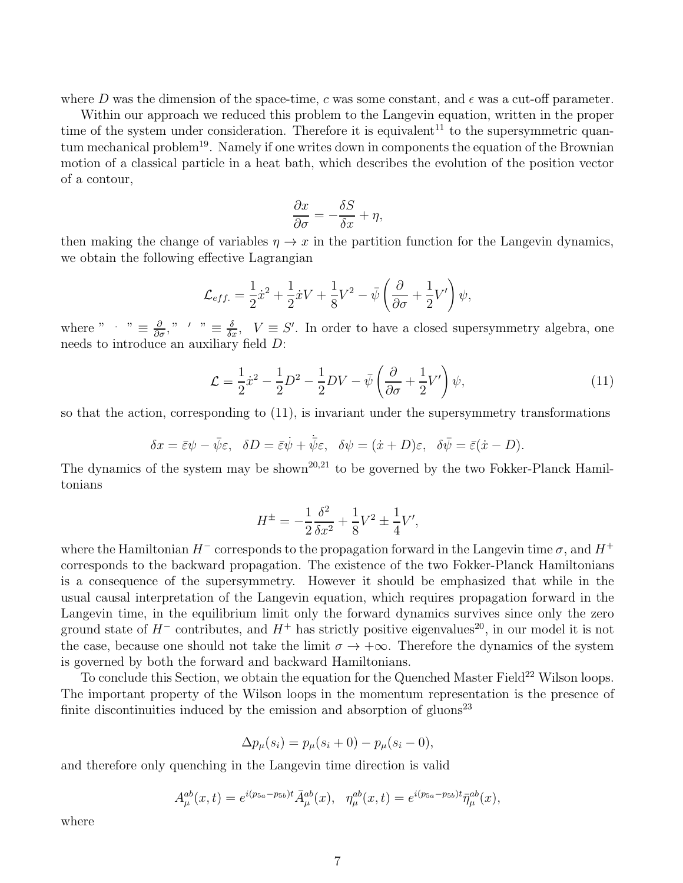where $D$ was the dimension of the space-time, $c$ was some constant, and $\epsilon$ was a cut-off parameter.

Within our approach we reduced this problem to the Langevin equation, written in the proper time of the system under consideration. Therefore it is equivalent[11] to the supersymmetric quantum mechanical problem[19]. Namely if one writes down in components the equation of the Brownian motion of a classical particle in a heat bath, which describes the evolution of the position vector of a contour,

$$\frac{\partial x}{\partial \sigma} = -\frac{\delta S}{\delta x} + \eta,$$

then making the change of variables $\eta \to x$ in the partition function for the Langevin dynamics, we obtain the following effective Lagrangian

$$\mathcal{L}_{eff.} = \frac{1}{2}\dot{x}^2 + \frac{1}{2}\dot{x}V + \frac{1}{8}V^2 - \bar{\psi}\left(\frac{\partial}{\partial\sigma} + \frac{1}{2}V'\right)\psi,$$

where " $\cdot$ " $\equiv \frac{\partial}{\partial \sigma}$, " $'$ " $\equiv \frac{\delta}{\delta x}$, $V \equiv S'$. In order to have a closed supersymmetry algebra, one needs to introduce an auxiliary field $D$:

$$\mathcal{L} = \frac{1}{2}\dot{x}^2 - \frac{1}{2}D^2 - \frac{1}{2}DV - \bar{\psi}\left(\frac{\partial}{\partial\sigma} + \frac{1}{2}V'\right)\psi, \tag{11}$$

so that the action, corresponding to (11), is invariant under the supersymmetry transformations

$$\delta x = \bar{\varepsilon}\psi - \bar{\psi}\varepsilon, \quad \delta D = \bar{\varepsilon}\dot{\psi} + \dot{\bar{\psi}}\varepsilon, \quad \delta\psi = (\dot{x} + D)\varepsilon, \quad \delta\bar{\psi} = \bar{\varepsilon}(\dot{x} - D).$$

The dynamics of the system may be shown[20,21] to be governed by the two Fokker-Planck Hamiltonians

$$H^{\pm} = -\frac{1}{2}\frac{\delta^2}{\delta x^2} + \frac{1}{8}V^2 \pm \frac{1}{4}V',$$

where the Hamiltonian $H^-$ corresponds to the propagation forward in the Langevin time $\sigma$, and $H^+$ corresponds to the backward propagation. The existence of the two Fokker-Planck Hamiltonians is a consequence of the supersymmetry. However it should be emphasized that while in the usual causal interpretation of the Langevin equation, which requires propagation forward in the Langevin time, in the equilibrium limit only the forward dynamics survives since only the zero ground state of $H^-$ contributes, and $H^+$ has strictly positive eigenvalues[20], in our model it is not the case, because one should not take the limit $\sigma \to +\infty$. Therefore the dynamics of the system is governed by both the forward and backward Hamiltonians.

To conclude this Section, we obtain the equation for the Quenched Master Field[22] Wilson loops. The important property of the Wilson loops in the momentum representation is the presence of finite discontinuities induced by the emission and absorption of gluons[23]

$$\Delta p_\mu(s_i) = p_\mu(s_i + 0) - p_\mu(s_i - 0),$$

and therefore only quenching in the Langevin time direction is valid

$$A^{ab}_\mu(x,t) = e^{i(p_{5a} - p_{5b})t}\bar{A}^{ab}_\mu(x), \quad \eta^{ab}_\mu(x,t) = e^{i(p_{5a} - p_{5b})t}\bar{\eta}^{ab}_\mu(x),$$

where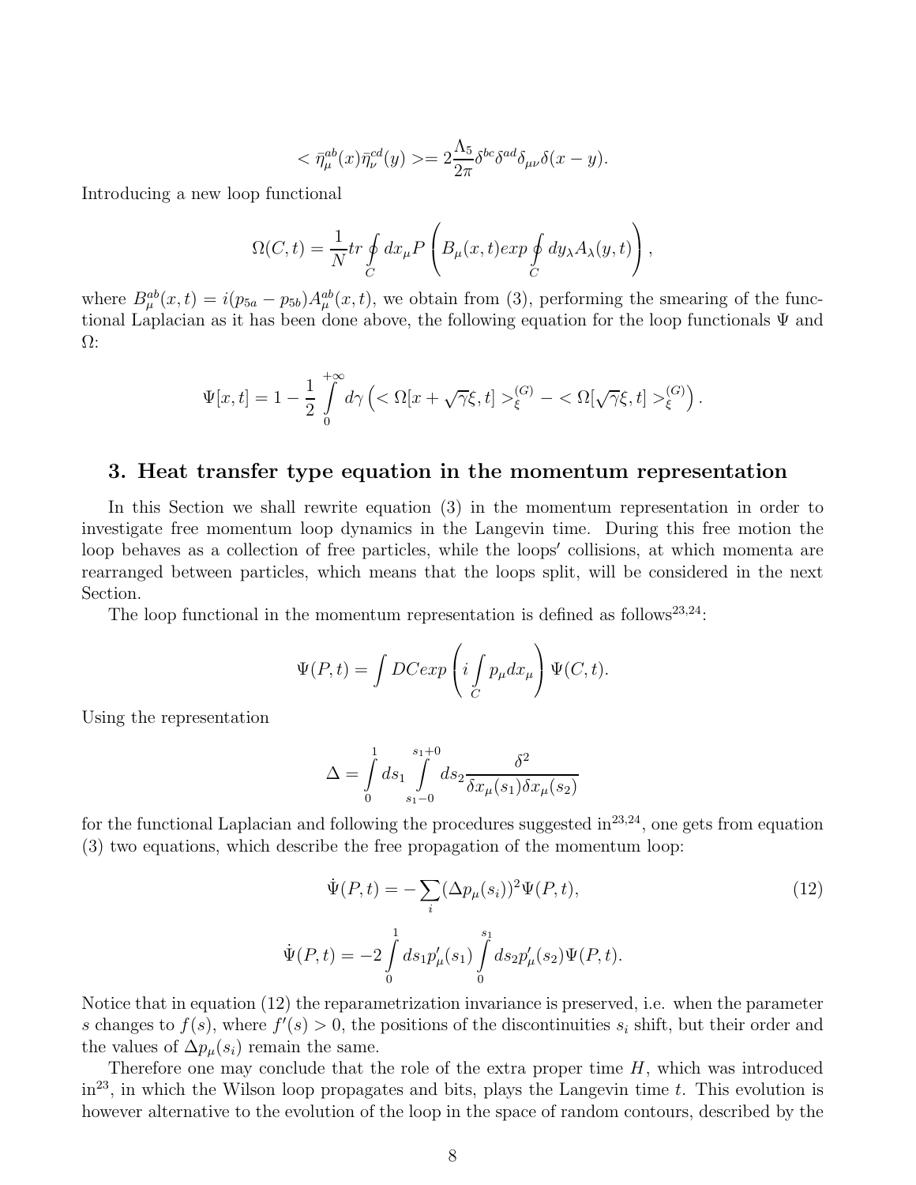$$< \bar{\eta}^{ab}_\mu(x)\bar{\eta}^{cd}_\nu(y) >= 2\frac{\Lambda_5}{2\pi}\delta^{bc}\delta^{ad}\delta_{\mu\nu}\delta(x-y).$$

Introducing a new loop functional

$$\Omega(C,t) = \frac{1}{N} tr \oint_C dx_\mu P \left( B_\mu(x,t) exp \oint_C dy_\lambda A_\lambda(y,t) \right),$$

where $B^{ab}_\mu(x,t) = i(p_{5a} - p_{5b})A^{ab}_\mu(x,t)$, we obtain from (3), performing the smearing of the functional Laplacian as it has been done above, the following equation for the loop functionals $\Psi$ and $\Omega$:

$$\Psi[x,t] = 1 - \frac{1}{2}\int_0^{+\infty} d\gamma \left( < \Omega[x + \sqrt{\gamma}\xi, t] >^{(G)}_\xi - < \Omega[\sqrt{\gamma}\xi, t] >^{(G)}_\xi \right).$$

## 3. Heat transfer type equation in the momentum representation

In this Section we shall rewrite equation (3) in the momentum representation in order to investigate free momentum loop dynamics in the Langevin time. During this free motion the loop behaves as a collection of free particles, while the loops′ collisions, at which momenta are rearranged between particles, which means that the loops split, will be considered in the next Section.

The loop functional in the momentum representation is defined as follows[23,24]:

$$\Psi(P,t) = \int DC exp \left( i \int_C p_\mu dx_\mu \right) \Psi(C,t).$$

Using the representation

$$\Delta = \int_0^1 ds_1 \int_{s_1-0}^{s_1+0} ds_2 \frac{\delta^2}{\delta x_\mu(s_1)\delta x_\mu(s_2)}$$

for the functional Laplacian and following the procedures suggested in[23,24], one gets from equation (3) two equations, which describe the free propagation of the momentum loop:

$$\dot{\Psi}(P,t) = -\sum_i (\Delta p_\mu(s_i))^2 \Psi(P,t), \tag{12}$$

$$\dot{\Psi}(P,t) = -2\int_0^1 ds_1 p'_\mu(s_1) \int_0^{s_1} ds_2 p'_\mu(s_2)\Psi(P,t).$$

Notice that in equation (12) the reparametrization invariance is preserved, i.e. when the parameter $s$ changes to $f(s)$, where $f'(s) > 0$, the positions of the discontinuities $s_i$ shift, but their order and the values of $\Delta p_\mu(s_i)$ remain the same.

Therefore one may conclude that the role of the extra proper time $H$, which was introduced in[23], in which the Wilson loop propagates and bits, plays the Langevin time $t$. This evolution is however alternative to the evolution of the loop in the space of random contours, described by the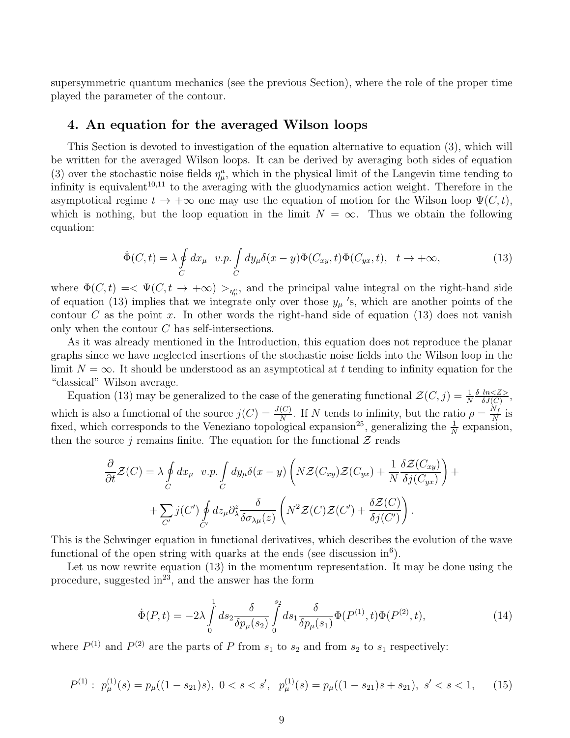supersymmetric quantum mechanics (see the previous Section), where the role of the proper time played the parameter of the contour.

## 4. An equation for the averaged Wilson loops

This Section is devoted to investigation of the equation alternative to equation (3), which will be written for the averaged Wilson loops. It can be derived by averaging both sides of equation (3) over the stochastic noise fields $\eta^a_\mu$, which in the physical limit of the Langevin time tending to infinity is equivalent[10,11] to the averaging with the gluodynamics action weight. Therefore in the asymptotical regime $t \to +\infty$ one may use the equation of motion for the Wilson loop $\Psi(C,t)$, which is nothing, but the loop equation in the limit $N = \infty$. Thus we obtain the following equation:

$$\dot{\Phi}(C,t) = \lambda \oint\limits_C dx_\mu \;\; v.p. \int\limits_C dy_\mu \delta(x-y) \Phi(C_{xy},t)\Phi(C_{yx},t), \quad t \to +\infty, \tag{13}$$

where $\Phi(C,t) =< \Psi(C, t \to +\infty) >_{\eta^a_\mu}$, and the principal value integral on the right-hand side of equation (13) implies that we integrate only over those $y_\mu$ 's, which are another points of the contour $C$ as the point $x$. In other words the right-hand side of equation (13) does not vanish only when the contour $C$ has self-intersections.

As it was already mentioned in the Introduction, this equation does not reproduce the planar graphs since we have neglected insertions of the stochastic noise fields into the Wilson loop in the limit $N = \infty$. It should be understood as an asymptotical at $t$ tending to infinity equation for the "classical" Wilson average.

Equation (13) may be generalized to the case of the generating functional $\mathcal{Z}(C,j) = \frac{1}{N}\frac{\delta \; ln<Z>}{\delta J(C)}$, which is also a functional of the source $j(C) = \frac{J(C)}{N}$. If $N$ tends to infinity, but the ratio $\rho = \frac{N_f}{N}$ is fixed, which corresponds to the Veneziano topological expansion[25], generalizing the $\frac{1}{N}$ expansion, then the source $j$ remains finite. The equation for the functional $\mathcal{Z}$ reads

$$\frac{\partial}{\partial t}\mathcal{Z}(C) = \lambda \oint\limits_C dx_\mu \;\; v.p. \int\limits_C dy_\mu \delta(x-y) \left( N\mathcal{Z}(C_{xy})\mathcal{Z}(C_{yx}) + \frac{1}{N}\frac{\delta \mathcal{Z}(C_{xy})}{\delta j(C_{yx})} \right) +$$

$$+ \sum_{C'} j(C') \oint\limits_{C'} dz_\mu \partial^z_\lambda \frac{\delta}{\delta \sigma_{\lambda\mu}(z)} \left( N^2 \mathcal{Z}(C)\mathcal{Z}(C') + \frac{\delta \mathcal{Z}(C)}{\delta j(C')} \right).$$

This is the Schwinger equation in functional derivatives, which describes the evolution of the wave functional of the open string with quarks at the ends (see discussion in[6]).

Let us now rewrite equation (13) in the momentum representation. It may be done using the procedure, suggested in[23], and the answer has the form

$$\dot{\Phi}(P,t) = -2\lambda \int\limits_0^1 ds_2 \frac{\delta}{\delta p_\mu(s_2)} \int\limits_0^{s_2} ds_1 \frac{\delta}{\delta p_\mu(s_1)} \Phi(P^{(1)},t)\Phi(P^{(2)},t), \tag{14}$$

where $P^{(1)}$ and $P^{(2)}$ are the parts of $P$ from $s_1$ to $s_2$ and from $s_2$ to $s_1$ respectively:

$$P^{(1)}: \; p^{(1)}_\mu(s) = p_\mu((1-s_{21})s), \; 0 < s < s', \;\; p^{(1)}_\mu(s) = p_\mu((1-s_{21})s + s_{21}), \; s' < s < 1, \tag{15}$$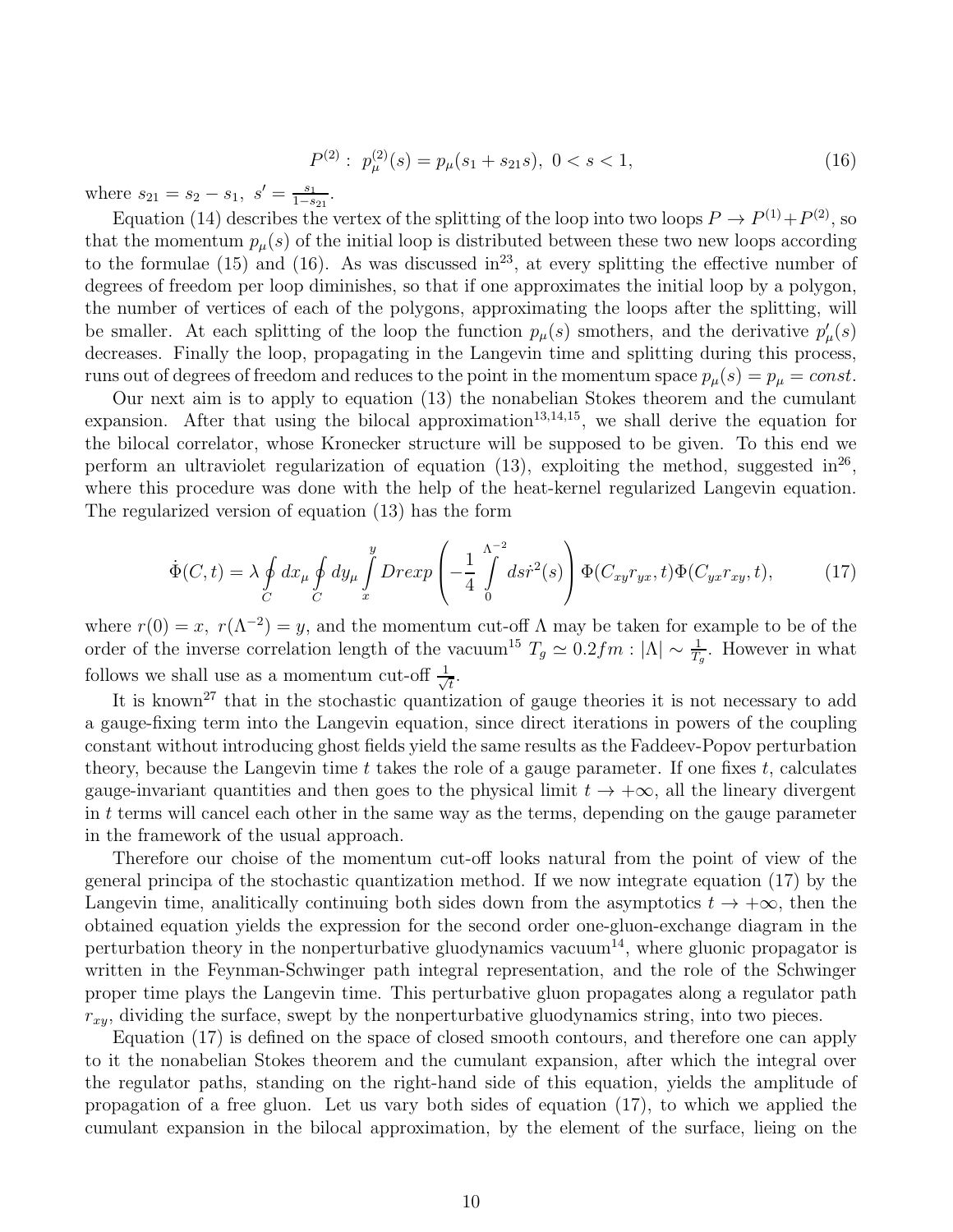$$P^{(2)}: \; p^{(2)}_\mu(s) = p_\mu(s_1 + s_{21}s), \; 0 < s < 1, \tag{16}$$

where $s_{21} = s_2 - s_1$, $s' = \frac{s_1}{1-s_{21}}$.

Equation (14) describes the vertex of the splitting of the loop into two loops $P \to P^{(1)} + P^{(2)}$, so that the momentum $p_\mu(s)$ of the initial loop is distributed between these two new loops according to the formulae (15) and (16). As was discussed in[23], at every splitting the effective number of degrees of freedom per loop diminishes, so that if one approximates the initial loop by a polygon, the number of vertices of each of the polygons, approximating the loops after the splitting, will be smaller. At each splitting of the loop the function $p_\mu(s)$ smothers, and the derivative $p'_\mu(s)$ decreases. Finally the loop, propagating in the Langevin time and splitting during this process, runs out of degrees of freedom and reduces to the point in the momentum space $p_\mu(s) = p_\mu = const$.

Our next aim is to apply to equation (13) the nonabelian Stokes theorem and the cumulant expansion. After that using the bilocal approximation[13,14,15], we shall derive the equation for the bilocal correlator, whose Kronecker structure will be supposed to be given. To this end we perform an ultraviolet regularization of equation (13), exploiting the method, suggested in[26], where this procedure was done with the help of the heat-kernel regularized Langevin equation. The regularized version of equation (13) has the form

$$\dot{\Phi}(C,t) = \lambda \oint_C dx_\mu \oint_C dy_\mu \int_x^y Dr exp\left(-\frac{1}{4}\int_0^{\Lambda^{-2}} ds \dot{r}^2(s)\right)\Phi(C_{xy}r_{yx},t)\Phi(C_{yx}r_{xy},t), \tag{17}$$

where $r(0) = x$, $r(\Lambda^{-2}) = y$, and the momentum cut-off $\Lambda$ may be taken for example to be of the order of the inverse correlation length of the vacuum[15] $T_g \simeq 0.2fm : |\Lambda| \sim \frac{1}{T_g}$. However in what follows we shall use as a momentum cut-off $\frac{1}{\sqrt{t}}$.

It is known[27] that in the stochastic quantization of gauge theories it is not necessary to add a gauge-fixing term into the Langevin equation, since direct iterations in powers of the coupling constant without introducing ghost fields yield the same results as the Faddeev-Popov perturbation theory, because the Langevin time $t$ takes the role of a gauge parameter. If one fixes $t$, calculates gauge-invariant quantities and then goes to the physical limit $t \to +\infty$, all the lineary divergent in $t$ terms will cancel each other in the same way as the terms, depending on the gauge parameter in the framework of the usual approach.

Therefore our choise of the momentum cut-off looks natural from the point of view of the general principa of the stochastic quantization method. If we now integrate equation (17) by the Langevin time, analitically continuing both sides down from the asymptotics $t \to +\infty$, then the obtained equation yields the expression for the second order one-gluon-exchange diagram in the perturbation theory in the nonperturbative gluodynamics vacuum[14], where gluonic propagator is written in the Feynman-Schwinger path integral representation, and the role of the Schwinger proper time plays the Langevin time. This perturbative gluon propagates along a regulator path $r_{xy}$, dividing the surface, swept by the nonperturbative gluodynamics string, into two pieces.

Equation (17) is defined on the space of closed smooth contours, and therefore one can apply to it the nonabelian Stokes theorem and the cumulant expansion, after which the integral over the regulator paths, standing on the right-hand side of this equation, yields the amplitude of propagation of a free gluon. Let us vary both sides of equation (17), to which we applied the cumulant expansion in the bilocal approximation, by the element of the surface, lieing on the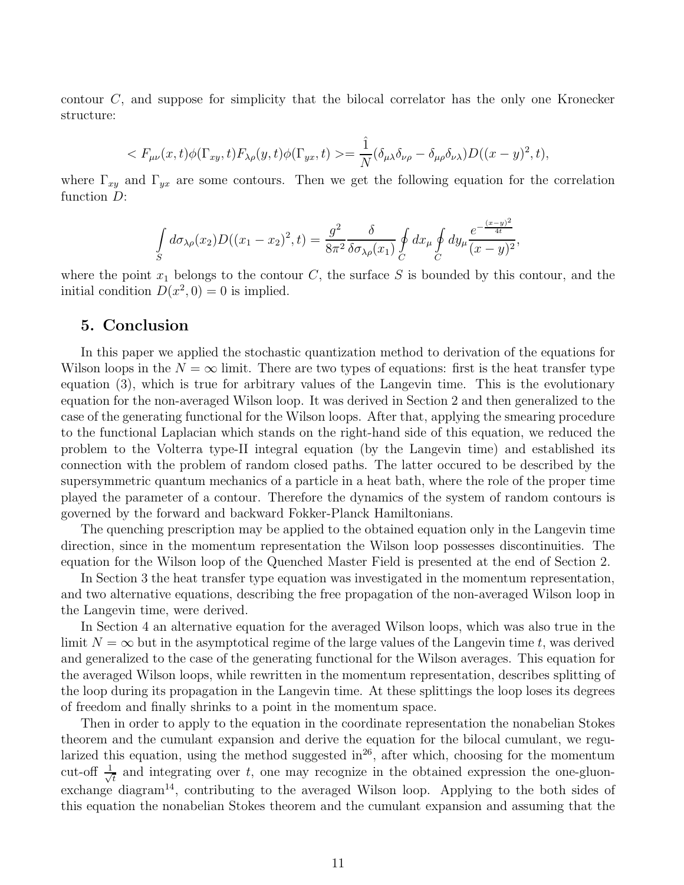contour $C$, and suppose for simplicity that the bilocal correlator has the only one Kronecker structure:

$$< F_{\mu\nu}(x,t)\phi(\Gamma_{xy},t)F_{\lambda\rho}(y,t)\phi(\Gamma_{yx},t) >= \frac{\hat{1}}{N}(\delta_{\mu\lambda}\delta_{\nu\rho} - \delta_{\mu\rho}\delta_{\nu\lambda})D((x-y)^2,t),$$

where $\Gamma_{xy}$ and $\Gamma_{yx}$ are some contours. Then we get the following equation for the correlation function $D$:

$$\int\limits_S d\sigma_{\lambda\rho}(x_2)D((x_1-x_2)^2,t) = \frac{g^2}{8\pi^2}\frac{\delta}{\delta\sigma_{\lambda\rho}(x_1)}\oint\limits_C dx_\mu \oint\limits_C dy_\mu \frac{e^{-\frac{(x-y)^2}{4t}}}{(x-y)^2},$$

where the point $x_1$ belongs to the contour $C$, the surface $S$ is bounded by this contour, and the initial condition $D(x^2,0)=0$ is implied.

## 5. Conclusion

In this paper we applied the stochastic quantization method to derivation of the equations for Wilson loops in the $N=\infty$ limit. There are two types of equations: first is the heat transfer type equation (3), which is true for arbitrary values of the Langevin time. This is the evolutionary equation for the non-averaged Wilson loop. It was derived in Section 2 and then generalized to the case of the generating functional for the Wilson loops. After that, applying the smearing procedure to the functional Laplacian which stands on the right-hand side of this equation, we reduced the problem to the Volterra type-II integral equation (by the Langevin time) and established its connection with the problem of random closed paths. The latter occured to be described by the supersymmetric quantum mechanics of a particle in a heat bath, where the role of the proper time played the parameter of a contour. Therefore the dynamics of the system of random contours is governed by the forward and backward Fokker-Planck Hamiltonians.

The quenching prescription may be applied to the obtained equation only in the Langevin time direction, since in the momentum representation the Wilson loop possesses discontinuities. The equation for the Wilson loop of the Quenched Master Field is presented at the end of Section 2.

In Section 3 the heat transfer type equation was investigated in the momentum representation, and two alternative equations, describing the free propagation of the non-averaged Wilson loop in the Langevin time, were derived.

In Section 4 an alternative equation for the averaged Wilson loops, which was also true in the limit $N=\infty$ but in the asymptotical regime of the large values of the Langevin time $t$, was derived and generalized to the case of the generating functional for the Wilson averages. This equation for the averaged Wilson loops, while rewritten in the momentum representation, describes splitting of the loop during its propagation in the Langevin time. At these splittings the loop loses its degrees of freedom and finally shrinks to a point in the momentum space.

Then in order to apply to the equation in the coordinate representation the nonabelian Stokes theorem and the cumulant expansion and derive the equation for the bilocal cumulant, we regularized this equation, using the method suggested in[26], after which, choosing for the momentum cut-off $\frac{1}{\sqrt{t}}$ and integrating over $t$, one may recognize in the obtained expression the one-gluon-exchange diagram[14], contributing to the averaged Wilson loop. Applying to the both sides of this equation the nonabelian Stokes theorem and the cumulant expansion and assuming that the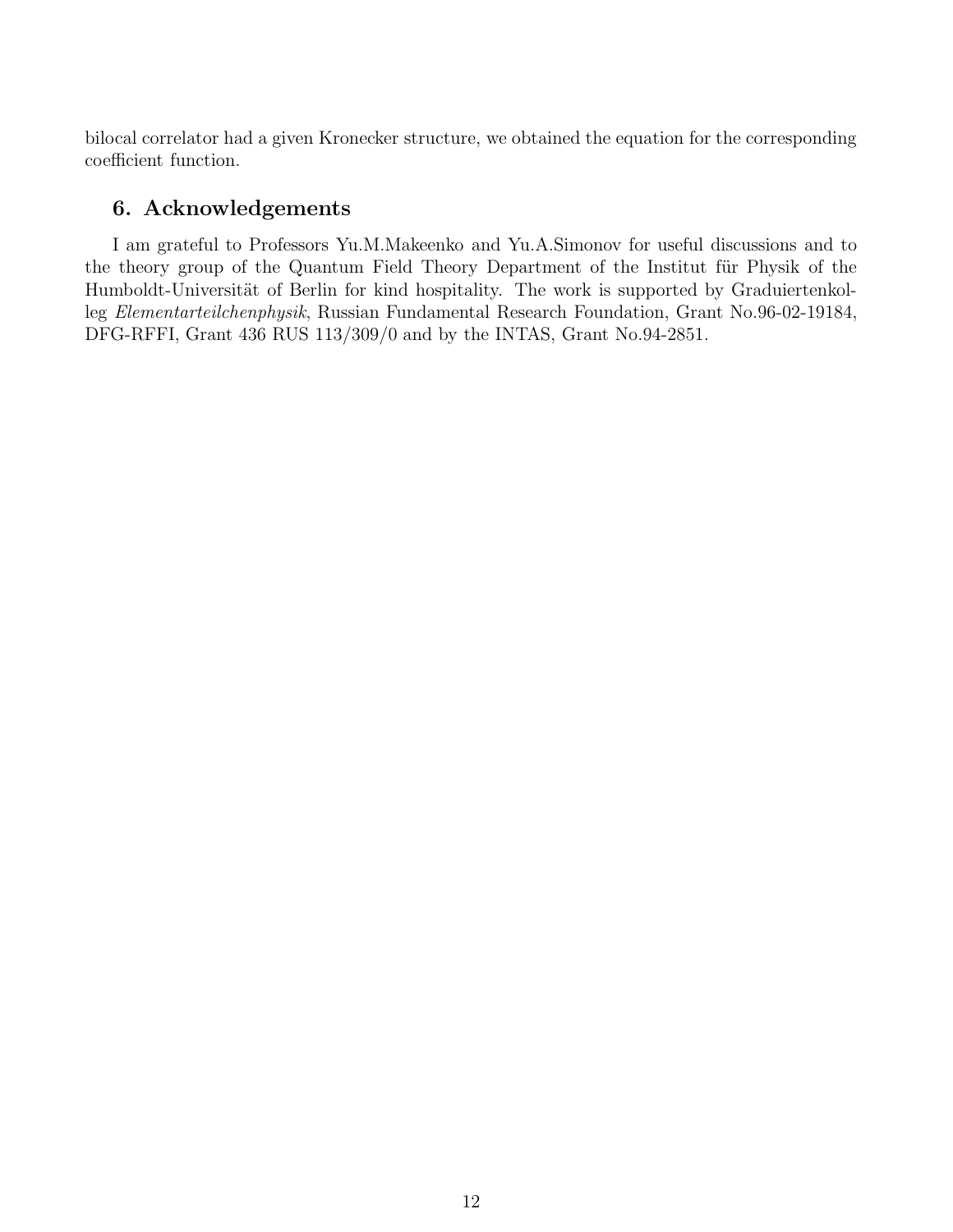bilocal correlator had a given Kronecker structure, we obtained the equation for the corresponding coefficient function.

## 6. Acknowledgements

I am grateful to Professors Yu.M.Makeenko and Yu.A.Simonov for useful discussions and to the theory group of the Quantum Field Theory Department of the Institut für Physik of the Humboldt-Universität of Berlin for kind hospitality. The work is supported by Graduiertenkolleg *Elementarteilchenphysik*, Russian Fundamental Research Foundation, Grant No.96-02-19184, DFG-RFFI, Grant 436 RUS 113/309/0 and by the INTAS, Grant No.94-2851.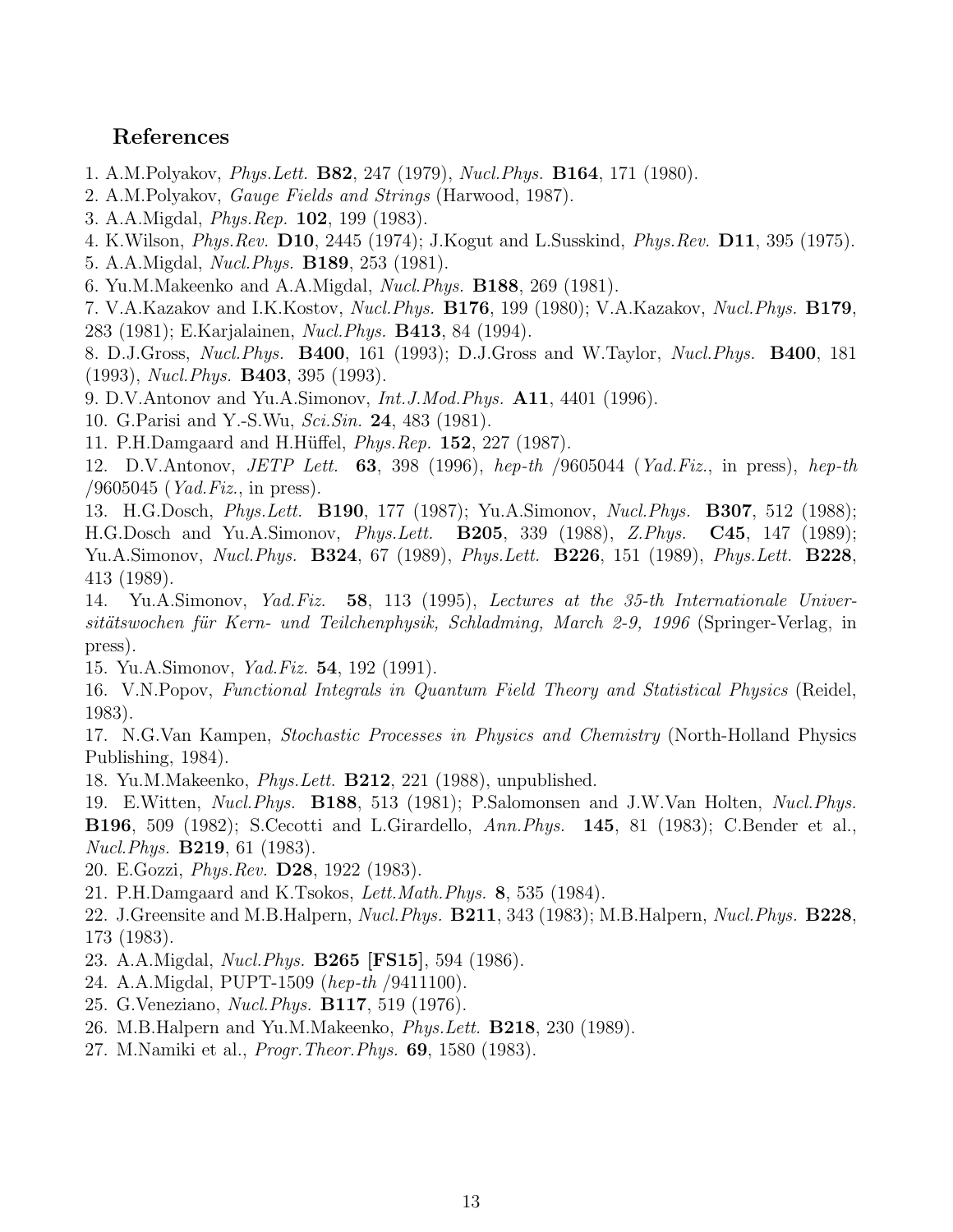## References

1. A.M.Polyakov, *Phys.Lett.* **B82**, 247 (1979), *Nucl.Phys.* **B164**, 171 (1980).
2. A.M.Polyakov, *Gauge Fields and Strings* (Harwood, 1987).
3. A.A.Migdal, *Phys.Rep.* **102**, 199 (1983).
4. K.Wilson, *Phys.Rev.* **D10**, 2445 (1974); J.Kogut and L.Susskind, *Phys.Rev.* **D11**, 395 (1975).
5. A.A.Migdal, *Nucl.Phys.* **B189**, 253 (1981).
6. Yu.M.Makeenko and A.A.Migdal, *Nucl.Phys.* **B188**, 269 (1981).
7. V.A.Kazakov and I.K.Kostov, *Nucl.Phys.* **B176**, 199 (1980); V.A.Kazakov, *Nucl.Phys.* **B179**, 283 (1981); E.Karjalainen, *Nucl.Phys.* **B413**, 84 (1994).
8. D.J.Gross, *Nucl.Phys.* **B400**, 161 (1993); D.J.Gross and W.Taylor, *Nucl.Phys.* **B400**, 181 (1993), *Nucl.Phys.* **B403**, 395 (1993).
9. D.V.Antonov and Yu.A.Simonov, *Int.J.Mod.Phys.* **A11**, 4401 (1996).
10. G.Parisi and Y.-S.Wu, *Sci.Sin.* **24**, 483 (1981).
11. P.H.Damgaard and H.Hüffel, *Phys.Rep.* **152**, 227 (1987).
12. D.V.Antonov, *JETP Lett.* **63**, 398 (1996), *hep-th* /9605044 (*Yad.Fiz.*, in press), *hep-th* /9605045 (*Yad.Fiz.*, in press).
13. H.G.Dosch, *Phys.Lett.* **B190**, 177 (1987); Yu.A.Simonov, *Nucl.Phys.* **B307**, 512 (1988); H.G.Dosch and Yu.A.Simonov, *Phys.Lett.* **B205**, 339 (1988), *Z.Phys.* **C45**, 147 (1989); Yu.A.Simonov, *Nucl.Phys.* **B324**, 67 (1989), *Phys.Lett.* **B226**, 151 (1989), *Phys.Lett.* **B228**, 413 (1989).
14. Yu.A.Simonov, *Yad.Fiz.* **58**, 113 (1995), *Lectures at the 35-th Internationale Universitätswochen für Kern- und Teilchenphysik, Schladming, March 2-9, 1996* (Springer-Verlag, in press).
15. Yu.A.Simonov, *Yad.Fiz.* **54**, 192 (1991).
16. V.N.Popov, *Functional Integrals in Quantum Field Theory and Statistical Physics* (Reidel, 1983).
17. N.G.Van Kampen, *Stochastic Processes in Physics and Chemistry* (North-Holland Physics Publishing, 1984).
18. Yu.M.Makeenko, *Phys.Lett.* **B212**, 221 (1988), unpublished.
19. E.Witten, *Nucl.Phys.* **B188**, 513 (1981); P.Salomonsen and J.W.Van Holten, *Nucl.Phys.* **B196**, 509 (1982); S.Cecotti and L.Girardello, *Ann.Phys.* **145**, 81 (1983); C.Bender et al., *Nucl.Phys.* **B219**, 61 (1983).
20. E.Gozzi, *Phys.Rev.* **D28**, 1922 (1983).
21. P.H.Damgaard and K.Tsokos, *Lett.Math.Phys.* **8**, 535 (1984).
22. J.Greensite and M.B.Halpern, *Nucl.Phys.* **B211**, 343 (1983); M.B.Halpern, *Nucl.Phys.* **B228**, 173 (1983).
23. A.A.Migdal, *Nucl.Phys.* **B265 [FS15]**, 594 (1986).
24. A.A.Migdal, PUPT-1509 (*hep-th* /9411100).
25. G.Veneziano, *Nucl.Phys.* **B117**, 519 (1976).
26. M.B.Halpern and Yu.M.Makeenko, *Phys.Lett.* **B218**, 230 (1989).
27. M.Namiki et al., *Progr.Theor.Phys.* **69**, 1580 (1983).